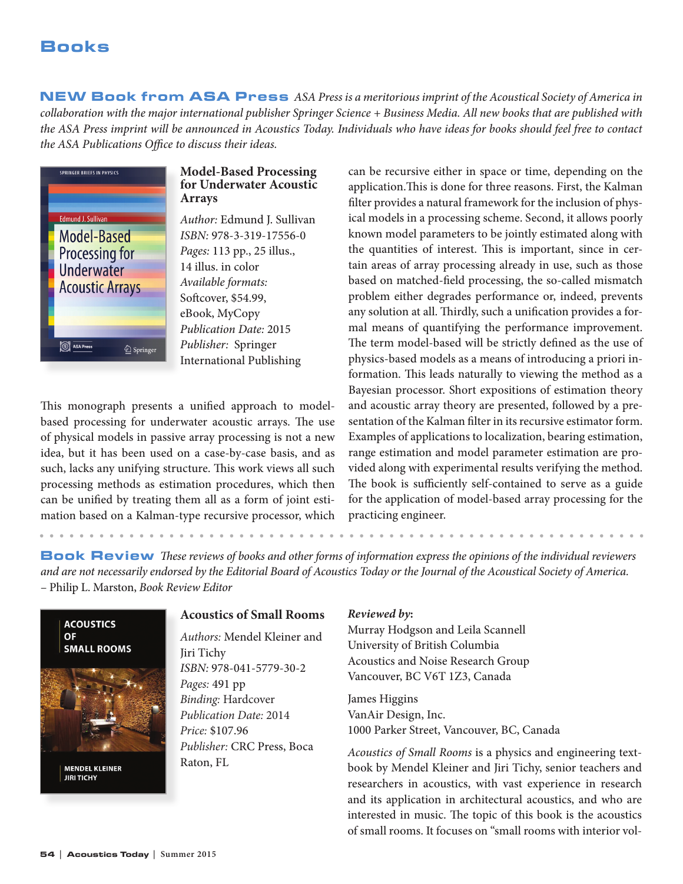# Books

**NEW Book from ASA Press** *ASA Press is a meritorious imprint of the Acoustical Society of America in collaboration with the major international publisher Springer Science + Business Media. All new books that are published with the ASA Press imprint will be announced in Acoustics Today. Individuals who have ideas for books should feel free to contact the ASA Publications Office to discuss their ideas.*

### Model-Based Processing for Underwater Acoustic Arrays

*Author:* Edmund J. Sullivan
*ISBN:* 978-3-319-17556-0
*Pages:* 113 pp., 25 illus., 14 illus. in color
*Available formats:* Softcover, $54.99, eBook, MyCopy
*Publication Date:* 2015
*Publisher:* Springer International Publishing

This monograph presents a unified approach to model-based processing for underwater acoustic arrays. The use of physical models in passive array processing is not a new idea, but it has been used on a case-by-case basis, and as such, lacks any unifying structure. This work views all such processing methods as estimation procedures, which then can be unified by treating them all as a form of joint estimation based on a Kalman-type recursive processor, which can be recursive either in space or time, depending on the application.This is done for three reasons. First, the Kalman filter provides a natural framework for the inclusion of physical models in a processing scheme. Second, it allows poorly known model parameters to be jointly estimated along with the quantities of interest. This is important, since in certain areas of array processing already in use, such as those based on matched-field processing, the so-called mismatch problem either degrades performance or, indeed, prevents any solution at all. Thirdly, such a unification provides a formal means of quantifying the performance improvement. The term model-based will be strictly defined as the use of physics-based models as a means of introducing a priori information. This leads naturally to viewing the method as a Bayesian processor. Short expositions of estimation theory and acoustic array theory are presented, followed by a presentation of the Kalman filter in its recursive estimator form. Examples of applications to localization, bearing estimation, range estimation and model parameter estimation are provided along with experimental results verifying the method. The book is sufficiently self-contained to serve as a guide for the application of model-based array processing for the practicing engineer.

---

**Book Review** *These reviews of books and other forms of information express the opinions of the individual reviewers and are not necessarily endorsed by the Editorial Board of Acoustics Today or the Journal of the Acoustical Society of America.*
– Philip L. Marston, *Book Review Editor*

### Acoustics of Small Rooms

*Authors:* Mendel Kleiner and Jiri Tichy
*ISBN:* 978-041-5779-30-2
*Pages:* 491 pp
*Binding:* Hardcover
*Publication Date:* 2014
*Price:* $107.96
*Publisher:* CRC Press, Boca Raton, FL

***Reviewed by*:**
Murray Hodgson and Leila Scannell
University of British Columbia
Acoustics and Noise Research Group
Vancouver, BC V6T 1Z3, Canada

James Higgins
VanAir Design, Inc.
1000 Parker Street, Vancouver, BC, Canada

*Acoustics of Small Rooms* is a physics and engineering textbook by Mendel Kleiner and Jiri Tichy, senior teachers and researchers in acoustics, with vast experience in research and its application in architectural acoustics, and who are interested in music. The topic of this book is the acoustics of small rooms. It focuses on "small rooms with interior vol-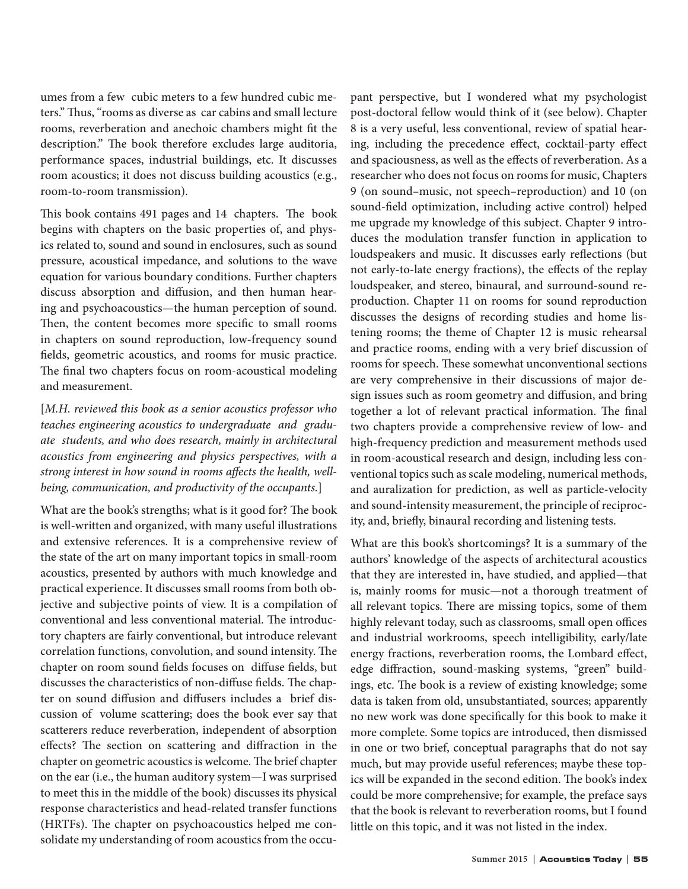umes from a few cubic meters to a few hundred cubic meters." Thus, "rooms as diverse as car cabins and small lecture rooms, reverberation and anechoic chambers might fit the description." The book therefore excludes large auditoria, performance spaces, industrial buildings, etc. It discusses room acoustics; it does not discuss building acoustics (e.g., room-to-room transmission).

This book contains 491 pages and 14 chapters. The book begins with chapters on the basic properties of, and physics related to, sound and sound in enclosures, such as sound pressure, acoustical impedance, and solutions to the wave equation for various boundary conditions. Further chapters discuss absorption and diffusion, and then human hearing and psychoacoustics—the human perception of sound. Then, the content becomes more specific to small rooms in chapters on sound reproduction, low-frequency sound fields, geometric acoustics, and rooms for music practice. The final two chapters focus on room-acoustical modeling and measurement.

[*M.H. reviewed this book as a senior acoustics professor who teaches engineering acoustics to undergraduate and graduate students, and who does research, mainly in architectural acoustics from engineering and physics perspectives, with a strong interest in how sound in rooms affects the health, well-being, communication, and productivity of the occupants.*]

What are the book's strengths; what is it good for? The book is well-written and organized, with many useful illustrations and extensive references. It is a comprehensive review of the state of the art on many important topics in small-room acoustics, presented by authors with much knowledge and practical experience. It discusses small rooms from both objective and subjective points of view. It is a compilation of conventional and less conventional material. The introductory chapters are fairly conventional, but introduce relevant correlation functions, convolution, and sound intensity. The chapter on room sound fields focuses on diffuse fields, but discusses the characteristics of non-diffuse fields. The chapter on sound diffusion and diffusers includes a brief discussion of volume scattering; does the book ever say that scatterers reduce reverberation, independent of absorption effects? The section on scattering and diffraction in the chapter on geometric acoustics is welcome. The brief chapter on the ear (i.e., the human auditory system—I was surprised to meet this in the middle of the book) discusses its physical response characteristics and head-related transfer functions (HRTFs). The chapter on psychoacoustics helped me consolidate my understanding of room acoustics from the occupant perspective, but I wondered what my psychologist post-doctoral fellow would think of it (see below). Chapter 8 is a very useful, less conventional, review of spatial hearing, including the precedence effect, cocktail-party effect and spaciousness, as well as the effects of reverberation. As a researcher who does not focus on rooms for music, Chapters 9 (on sound–music, not speech–reproduction) and 10 (on sound-field optimization, including active control) helped me upgrade my knowledge of this subject. Chapter 9 introduces the modulation transfer function in application to loudspeakers and music. It discusses early reflections (but not early-to-late energy fractions), the effects of the replay loudspeaker, and stereo, binaural, and surround-sound reproduction. Chapter 11 on rooms for sound reproduction discusses the designs of recording studies and home listening rooms; the theme of Chapter 12 is music rehearsal and practice rooms, ending with a very brief discussion of rooms for speech. These somewhat unconventional sections are very comprehensive in their discussions of major design issues such as room geometry and diffusion, and bring together a lot of relevant practical information. The final two chapters provide a comprehensive review of low- and high-frequency prediction and measurement methods used in room-acoustical research and design, including less conventional topics such as scale modeling, numerical methods, and auralization for prediction, as well as particle-velocity and sound-intensity measurement, the principle of reciprocity, and, briefly, binaural recording and listening tests.

What are this book's shortcomings? It is a summary of the authors' knowledge of the aspects of architectural acoustics that they are interested in, have studied, and applied—that is, mainly rooms for music—not a thorough treatment of all relevant topics. There are missing topics, some of them highly relevant today, such as classrooms, small open offices and industrial workrooms, speech intelligibility, early/late energy fractions, reverberation rooms, the Lombard effect, edge diffraction, sound-masking systems, "green" buildings, etc. The book is a review of existing knowledge; some data is taken from old, unsubstantiated, sources; apparently no new work was done specifically for this book to make it more complete. Some topics are introduced, then dismissed in one or two brief, conceptual paragraphs that do not say much, but may provide useful references; maybe these topics will be expanded in the second edition. The book's index could be more comprehensive; for example, the preface says that the book is relevant to reverberation rooms, but I found little on this topic, and it was not listed in the index.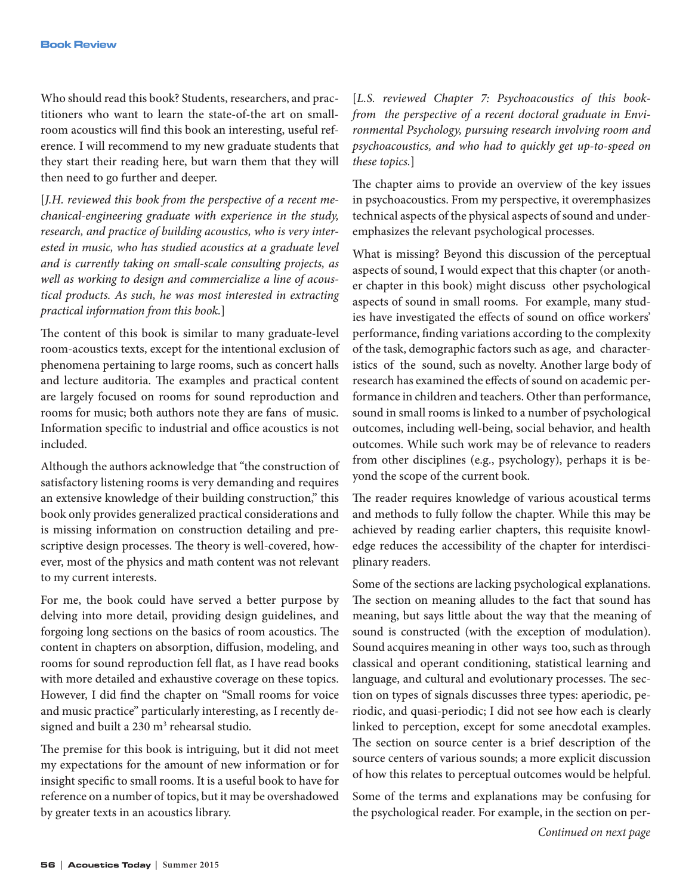Who should read this book? Students, researchers, and practitioners who want to learn the state-of-the art on small-room acoustics will find this book an interesting, useful reference. I will recommend to my new graduate students that they start their reading here, but warn them that they will then need to go further and deeper.

[*J.H. reviewed this book from the perspective of a recent mechanical-engineering graduate with experience in the study, research, and practice of building acoustics, who is very interested in music, who has studied acoustics at a graduate level and is currently taking on small-scale consulting projects, as well as working to design and commercialize a line of acoustical products. As such, he was most interested in extracting practical information from this book.*]

The content of this book is similar to many graduate-level room-acoustics texts, except for the intentional exclusion of phenomena pertaining to large rooms, such as concert halls and lecture auditoria. The examples and practical content are largely focused on rooms for sound reproduction and rooms for music; both authors note they are fans of music. Information specific to industrial and office acoustics is not included.

Although the authors acknowledge that "the construction of satisfactory listening rooms is very demanding and requires an extensive knowledge of their building construction," this book only provides generalized practical considerations and is missing information on construction detailing and prescriptive design processes. The theory is well-covered, however, most of the physics and math content was not relevant to my current interests.

For me, the book could have served a better purpose by delving into more detail, providing design guidelines, and forgoing long sections on the basics of room acoustics. The content in chapters on absorption, diffusion, modeling, and rooms for sound reproduction fell flat, as I have read books with more detailed and exhaustive coverage on these topics. However, I did find the chapter on "Small rooms for voice and music practice" particularly interesting, as I recently designed and built a 230 m$^3$ rehearsal studio.

The premise for this book is intriguing, but it did not meet my expectations for the amount of new information or for insight specific to small rooms. It is a useful book to have for reference on a number of topics, but it may be overshadowed by greater texts in an acoustics library.

[*L.S. reviewed Chapter 7: Psychoacoustics of this book-from the perspective of a recent doctoral graduate in Environmental Psychology, pursuing research involving room and psychoacoustics, and who had to quickly get up-to-speed on these topics.*]

The chapter aims to provide an overview of the key issues in psychoacoustics. From my perspective, it overemphasizes technical aspects of the physical aspects of sound and underemphasizes the relevant psychological processes.

What is missing? Beyond this discussion of the perceptual aspects of sound, I would expect that this chapter (or another chapter in this book) might discuss other psychological aspects of sound in small rooms. For example, many studies have investigated the effects of sound on office workers' performance, finding variations according to the complexity of the task, demographic factors such as age, and characteristics of the sound, such as novelty. Another large body of research has examined the effects of sound on academic performance in children and teachers. Other than performance, sound in small rooms is linked to a number of psychological outcomes, including well-being, social behavior, and health outcomes. While such work may be of relevance to readers from other disciplines (e.g., psychology), perhaps it is beyond the scope of the current book.

The reader requires knowledge of various acoustical terms and methods to fully follow the chapter. While this may be achieved by reading earlier chapters, this requisite knowledge reduces the accessibility of the chapter for interdisciplinary readers.

Some of the sections are lacking psychological explanations. The section on meaning alludes to the fact that sound has meaning, but says little about the way that the meaning of sound is constructed (with the exception of modulation). Sound acquires meaning in other ways too, such as through classical and operant conditioning, statistical learning and language, and cultural and evolutionary processes. The section on types of signals discusses three types: aperiodic, periodic, and quasi-periodic; I did not see how each is clearly linked to perception, except for some anecdotal examples. The section on source center is a brief description of the source centers of various sounds; a more explicit discussion of how this relates to perceptual outcomes would be helpful.

Some of the terms and explanations may be confusing for the psychological reader. For example, in the section on per-

*Continued on next page*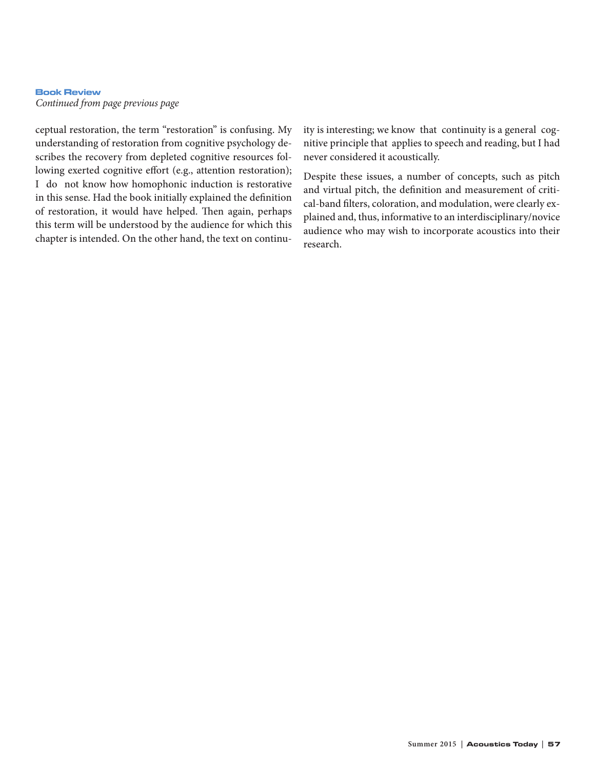**Book Review**

*Continued from page previous page*

ceptual restoration, the term "restoration" is confusing. My understanding of restoration from cognitive psychology describes the recovery from depleted cognitive resources following exerted cognitive effort (e.g., attention restoration); I do not know how homophonic induction is restorative in this sense. Had the book initially explained the definition of restoration, it would have helped. Then again, perhaps this term will be understood by the audience for which this chapter is intended. On the other hand, the text on continuity is interesting; we know that continuity is a general cognitive principle that applies to speech and reading, but I had never considered it acoustically.

Despite these issues, a number of concepts, such as pitch and virtual pitch, the definition and measurement of critical-band filters, coloration, and modulation, were clearly explained and, thus, informative to an interdisciplinary/novice audience who may wish to incorporate acoustics into their research.